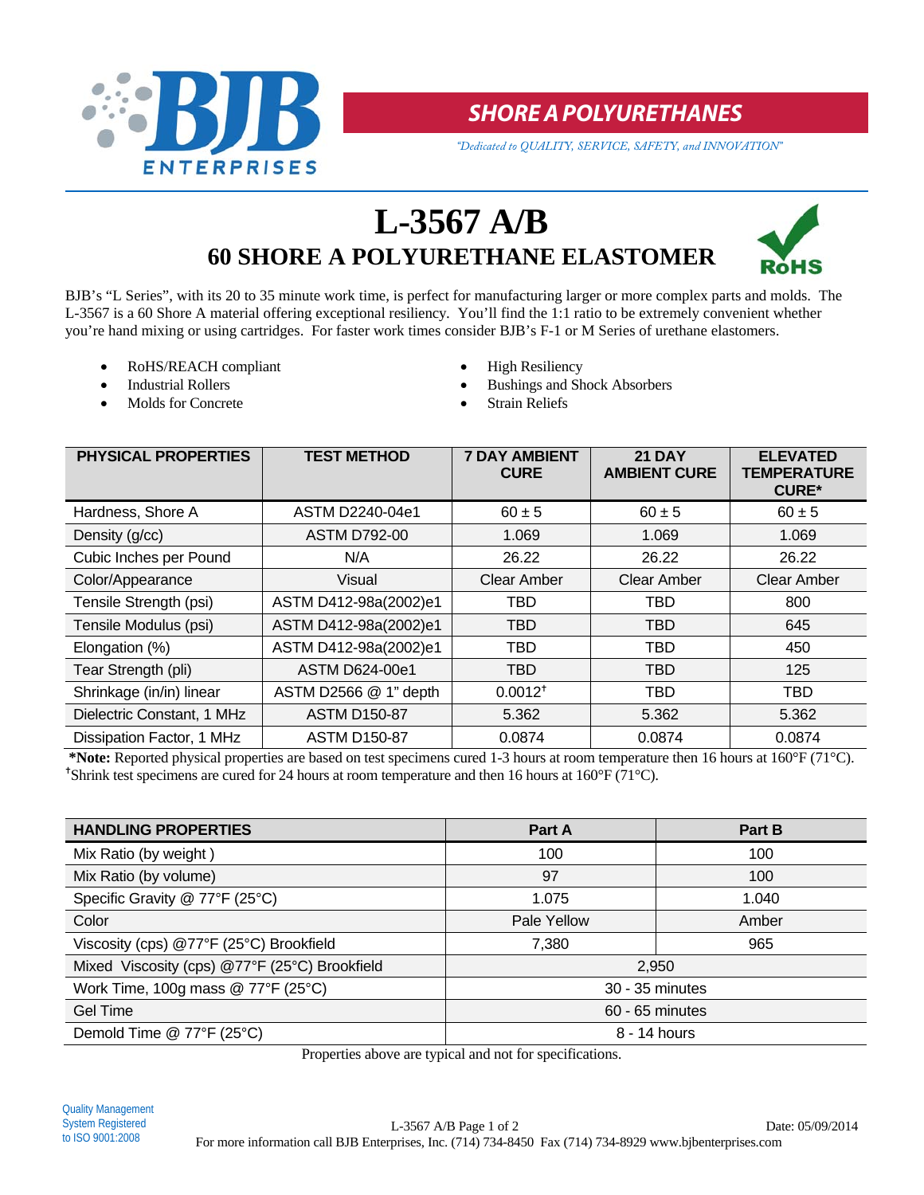**SHORE A POLYURETHANES**

*"Dedicated to QUALITY, SERVICE, SAFETY, and INNOVATION"*

# L-3567 A/B

## 60 SHORE A POLYURETHANE ELASTOMER

RoHS

BJB's "L Series", with its 20 to 35 minute work time, is perfect for manufacturing larger or more complex parts and molds. The L-3567 is a 60 Shore A material offering exceptional resiliency. You'll find the 1:1 ratio to be extremely convenient whether you're hand mixing or using cartridges. For faster work times consider BJB's F-1 or M Series of urethane elastomers.

- RoHS/REACH compliant
- Industrial Rollers
- Molds for Concrete
- High Resiliency
- Bushings and Shock Absorbers
- Strain Reliefs

| PHYSICAL PROPERTIES | TEST METHOD | 7 DAY AMBIENT CURE | 21 DAY AMBIENT CURE | ELEVATED TEMPERATURE CURE* |
|---|---|---|---|---|
| Hardness, Shore A | ASTM D2240-04e1 | 60 ± 5 | 60 ± 5 | 60 ± 5 |
| Density (g/cc) | ASTM D792-00 | 1.069 | 1.069 | 1.069 |
| Cubic Inches per Pound | N/A | 26.22 | 26.22 | 26.22 |
| Color/Appearance | Visual | Clear Amber | Clear Amber | Clear Amber |
| Tensile Strength (psi) | ASTM D412-98a(2002)e1 | TBD | TBD | 800 |
| Tensile Modulus (psi) | ASTM D412-98a(2002)e1 | TBD | TBD | 645 |
| Elongation (%) | ASTM D412-98a(2002)e1 | TBD | TBD | 450 |
| Tear Strength (pli) | ASTM D624-00e1 | TBD | TBD | 125 |
| Shrinkage (in/in) linear | ASTM D2566 @ 1" depth | 0.0012† | TBD | TBD |
| Dielectric Constant, 1 MHz | ASTM D150-87 | 5.362 | 5.362 | 5.362 |
| Dissipation Factor, 1 MHz | ASTM D150-87 | 0.0874 | 0.0874 | 0.0874 |

**\*Note:** Reported physical properties are based on test specimens cured 1-3 hours at room temperature then 16 hours at 160°F (71°C).
†Shrink test specimens are cured for 24 hours at room temperature and then 16 hours at 160°F (71°C).

| HANDLING PROPERTIES | Part A | Part B |
|---|---|---|
| Mix Ratio (by weight ) | 100 | 100 |
| Mix Ratio (by volume) | 97 | 100 |
| Specific Gravity @ 77°F (25°C) | 1.075 | 1.040 |
| Color | Pale Yellow | Amber |
| Viscosity (cps) @77°F (25°C) Brookfield | 7,380 | 965 |
| Mixed Viscosity (cps) @77°F (25°C) Brookfield | 2,950 | |
| Work Time, 100g mass @ 77°F (25°C) | 30 - 35 minutes | |
| Gel Time | 60 - 65 minutes | |
| Demold Time @ 77°F (25°C) | 8 - 14 hours | |

Properties above are typical and not for specifications.

Quality Management System Registered to ISO 9001:2008

Date: 05/09/2014

For more information call BJB Enterprises, Inc. (714) 734-8450 Fax (714) 734-8929 www.bjbenterprises.com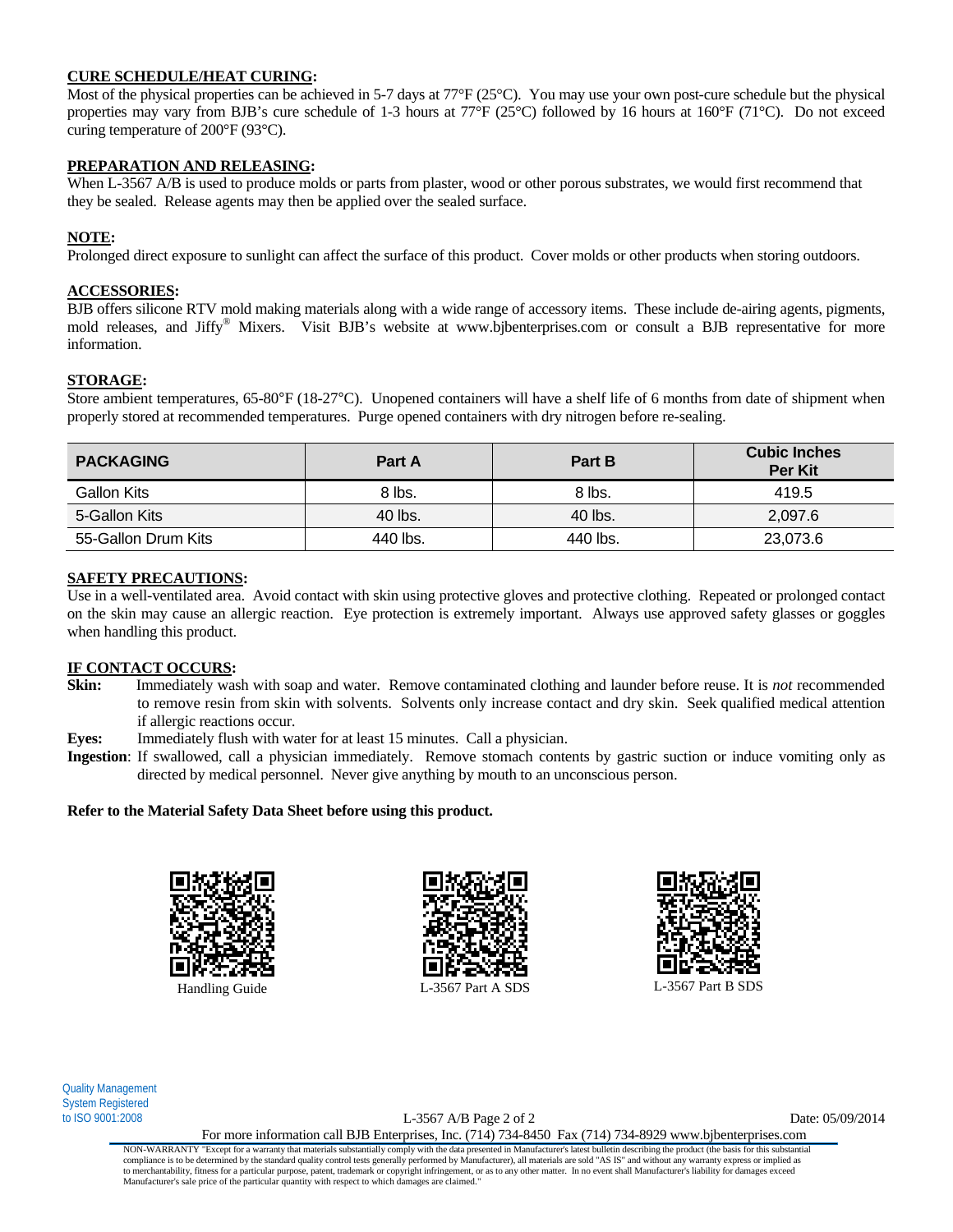**CURE SCHEDULE/HEAT CURING:**

Most of the physical properties can be achieved in 5-7 days at 77°F (25°C). You may use your own post-cure schedule but the physical properties may vary from BJB's cure schedule of 1-3 hours at 77°F (25°C) followed by 16 hours at 160°F (71°C). Do not exceed curing temperature of 200°F (93°C).

**PREPARATION AND RELEASING:**

When L-3567 A/B is used to produce molds or parts from plaster, wood or other porous substrates, we would first recommend that they be sealed. Release agents may then be applied over the sealed surface.

**NOTE:**

Prolonged direct exposure to sunlight can affect the surface of this product. Cover molds or other products when storing outdoors.

**ACCESSORIES:**

BJB offers silicone RTV mold making materials along with a wide range of accessory items. These include de-airing agents, pigments, mold releases, and Jiffy® Mixers. Visit BJB's website at www.bjbenterprises.com or consult a BJB representative for more information.

**STORAGE:**

Store ambient temperatures, 65-80°F (18-27°C). Unopened containers will have a shelf life of 6 months from date of shipment when properly stored at recommended temperatures. Purge opened containers with dry nitrogen before re-sealing.

| PACKAGING | Part A | Part B | Cubic Inches Per Kit |
|---|---|---|---|
| Gallon Kits | 8 lbs. | 8 lbs. | 419.5 |
| 5-Gallon Kits | 40 lbs. | 40 lbs. | 2,097.6 |
| 55-Gallon Drum Kits | 440 lbs. | 440 lbs. | 23,073.6 |

**SAFETY PRECAUTIONS:**

Use in a well-ventilated area. Avoid contact with skin using protective gloves and protective clothing. Repeated or prolonged contact on the skin may cause an allergic reaction. Eye protection is extremely important. Always use approved safety glasses or goggles when handling this product.

**IF CONTACT OCCURS:**

**Skin:** Immediately wash with soap and water. Remove contaminated clothing and launder before reuse. It is *not* recommended to remove resin from skin with solvents. Solvents only increase contact and dry skin. Seek qualified medical attention if allergic reactions occur.

**Eyes:** Immediately flush with water for at least 15 minutes. Call a physician.

**Ingestion**: If swallowed, call a physician immediately. Remove stomach contents by gastric suction or induce vomiting only as directed by medical personnel. Never give anything by mouth to an unconscious person.

**Refer to the Material Safety Data Sheet before using this product.**

Handling Guide

L-3567 Part A SDS

L-3567 Part B SDS

Quality Management System Registered to ISO 9001:2008

Date: 05/09/2014

For more information call BJB Enterprises, Inc. (714) 734-8450 Fax (714) 734-8929 www.bjbenterprises.com

NON-WARRANTY "Except for a warranty that materials substantially comply with the data presented in Manufacturer's latest bulletin describing the product (the basis for this substantial compliance is to be determined by the standard quality control tests generally performed by Manufacturer), all materials are sold "AS IS" and without any warranty express or implied as to merchantability, fitness for a particular purpose, patent, trademark or copyright infringement, or as to any other matter. In no event shall Manufacturer's liability for damages exceed Manufacturer's sale price of the particular quantity with respect to which damages are claimed."